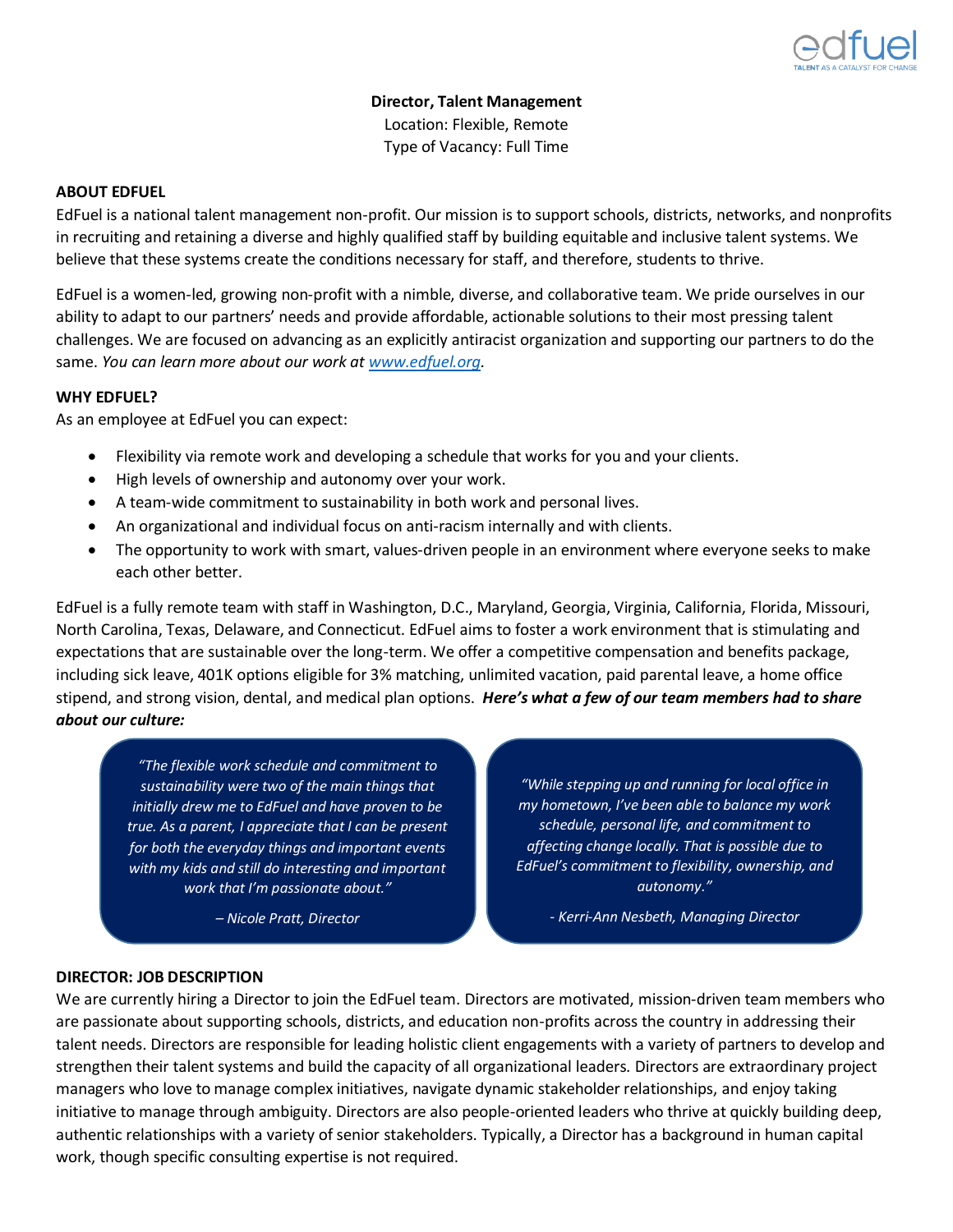edfuel
TALENT AS A CATALYST FOR CHANGE

**Director, Talent Management**
Location: Flexible, Remote
Type of Vacancy: Full Time

## ABOUT EDFUEL

EdFuel is a national talent management non-profit. Our mission is to support schools, districts, networks, and nonprofits in recruiting and retaining a diverse and highly qualified staff by building equitable and inclusive talent systems. We believe that these systems create the conditions necessary for staff, and therefore, students to thrive.

EdFuel is a women-led, growing non-profit with a nimble, diverse, and collaborative team. We pride ourselves in our ability to adapt to our partners' needs and provide affordable, actionable solutions to their most pressing talent challenges. We are focused on advancing as an explicitly antiracist organization and supporting our partners to do the same. *You can learn more about our work at [www.edfuel.org](http://www.edfuel.org).*

## WHY EDFUEL?

As an employee at EdFuel you can expect:

- Flexibility via remote work and developing a schedule that works for you and your clients.
- High levels of ownership and autonomy over your work.
- A team-wide commitment to sustainability in both work and personal lives.
- An organizational and individual focus on anti-racism internally and with clients.
- The opportunity to work with smart, values-driven people in an environment where everyone seeks to make each other better.

EdFuel is a fully remote team with staff in Washington, D.C., Maryland, Georgia, Virginia, California, Florida, Missouri, North Carolina, Texas, Delaware, and Connecticut. EdFuel aims to foster a work environment that is stimulating and expectations that are sustainable over the long-term. We offer a competitive compensation and benefits package, including sick leave, 401K options eligible for 3% matching, unlimited vacation, paid parental leave, a home office stipend, and strong vision, dental, and medical plan options. ***Here's what a few of our team members had to share about our culture:***

> *"The flexible work schedule and commitment to sustainability were two of the main things that initially drew me to EdFuel and have proven to be true. As a parent, I appreciate that I can be present for both the everyday things and important events with my kids and still do interesting and important work that I'm passionate about."*
>
> *– Nicole Pratt, Director*

> *"While stepping up and running for local office in my hometown, I've been able to balance my work schedule, personal life, and commitment to affecting change locally. That is possible due to EdFuel's commitment to flexibility, ownership, and autonomy."*
>
> *- Kerri-Ann Nesbeth, Managing Director*

## DIRECTOR: JOB DESCRIPTION

We are currently hiring a Director to join the EdFuel team. Directors are motivated, mission-driven team members who are passionate about supporting schools, districts, and education non-profits across the country in addressing their talent needs. Directors are responsible for leading holistic client engagements with a variety of partners to develop and strengthen their talent systems and build the capacity of all organizational leaders. Directors are extraordinary project managers who love to manage complex initiatives, navigate dynamic stakeholder relationships, and enjoy taking initiative to manage through ambiguity. Directors are also people-oriented leaders who thrive at quickly building deep, authentic relationships with a variety of senior stakeholders. Typically, a Director has a background in human capital work, though specific consulting expertise is not required.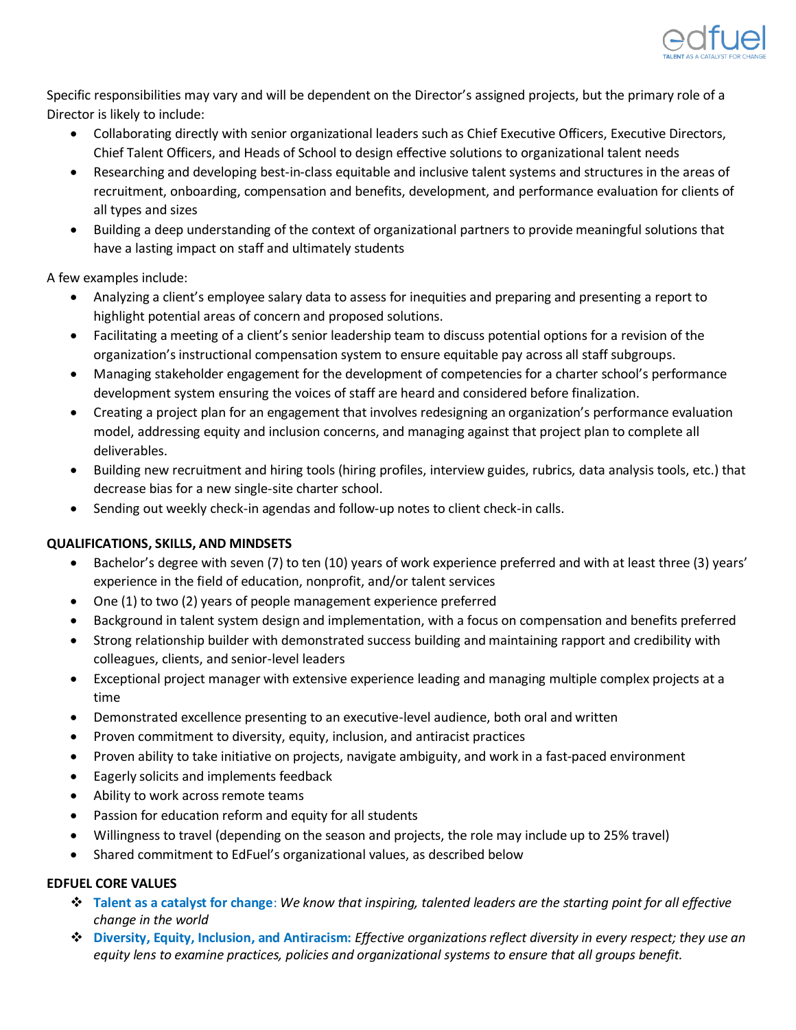Specific responsibilities may vary and will be dependent on the Director's assigned projects, but the primary role of a Director is likely to include:

- Collaborating directly with senior organizational leaders such as Chief Executive Officers, Executive Directors, Chief Talent Officers, and Heads of School to design effective solutions to organizational talent needs
- Researching and developing best-in-class equitable and inclusive talent systems and structures in the areas of recruitment, onboarding, compensation and benefits, development, and performance evaluation for clients of all types and sizes
- Building a deep understanding of the context of organizational partners to provide meaningful solutions that have a lasting impact on staff and ultimately students

A few examples include:

- Analyzing a client's employee salary data to assess for inequities and preparing and presenting a report to highlight potential areas of concern and proposed solutions.
- Facilitating a meeting of a client's senior leadership team to discuss potential options for a revision of the organization's instructional compensation system to ensure equitable pay across all staff subgroups.
- Managing stakeholder engagement for the development of competencies for a charter school's performance development system ensuring the voices of staff are heard and considered before finalization.
- Creating a project plan for an engagement that involves redesigning an organization's performance evaluation model, addressing equity and inclusion concerns, and managing against that project plan to complete all deliverables.
- Building new recruitment and hiring tools (hiring profiles, interview guides, rubrics, data analysis tools, etc.) that decrease bias for a new single-site charter school.
- Sending out weekly check-in agendas and follow-up notes to client check-in calls.

**QUALIFICATIONS, SKILLS, AND MINDSETS**

- Bachelor's degree with seven (7) to ten (10) years of work experience preferred and with at least three (3) years' experience in the field of education, nonprofit, and/or talent services
- One (1) to two (2) years of people management experience preferred
- Background in talent system design and implementation, with a focus on compensation and benefits preferred
- Strong relationship builder with demonstrated success building and maintaining rapport and credibility with colleagues, clients, and senior-level leaders
- Exceptional project manager with extensive experience leading and managing multiple complex projects at a time
- Demonstrated excellence presenting to an executive-level audience, both oral and written
- Proven commitment to diversity, equity, inclusion, and antiracist practices
- Proven ability to take initiative on projects, navigate ambiguity, and work in a fast-paced environment
- Eagerly solicits and implements feedback
- Ability to work across remote teams
- Passion for education reform and equity for all students
- Willingness to travel (depending on the season and projects, the role may include up to 25% travel)
- Shared commitment to EdFuel's organizational values, as described below

**EDFUEL CORE VALUES**

- **Talent as a catalyst for change**: *We know that inspiring, talented leaders are the starting point for all effective change in the world*
- **Diversity, Equity, Inclusion, and Antiracism:** *Effective organizations reflect diversity in every respect; they use an equity lens to examine practices, policies and organizational systems to ensure that all groups benefit.*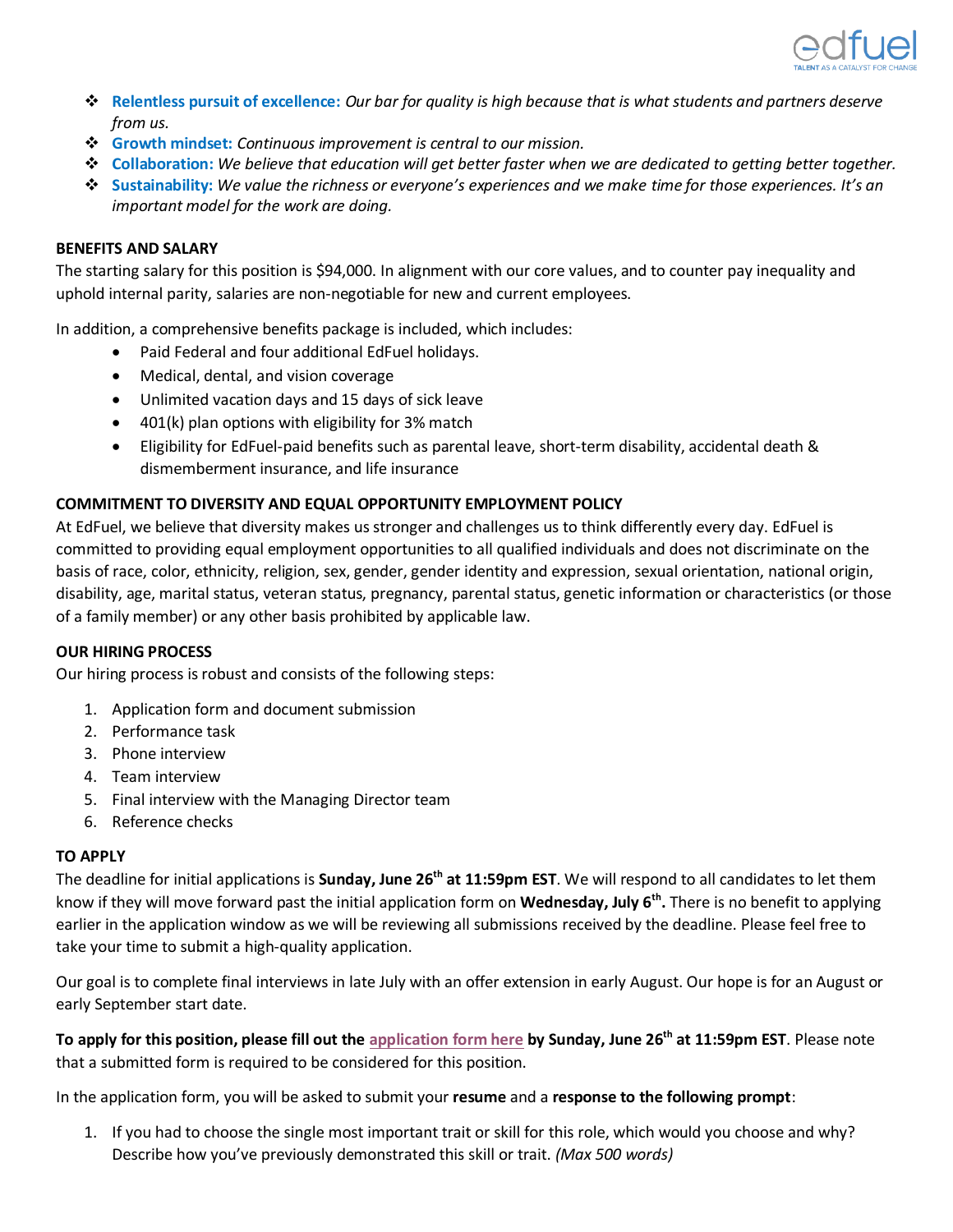- **Relentless pursuit of excellence:** *Our bar for quality is high because that is what students and partners deserve from us.*
- **Growth mindset:** *Continuous improvement is central to our mission.*
- **Collaboration:** *We believe that education will get better faster when we are dedicated to getting better together.*
- **Sustainability:** *We value the richness or everyone's experiences and we make time for those experiences. It's an important model for the work are doing.*

**BENEFITS AND SALARY**

The starting salary for this position is $94,000. In alignment with our core values, and to counter pay inequality and uphold internal parity, salaries are non-negotiable for new and current employees.

In addition, a comprehensive benefits package is included, which includes:

- Paid Federal and four additional EdFuel holidays.
- Medical, dental, and vision coverage
- Unlimited vacation days and 15 days of sick leave
- 401(k) plan options with eligibility for 3% match
- Eligibility for EdFuel-paid benefits such as parental leave, short-term disability, accidental death & dismemberment insurance, and life insurance

**COMMITMENT TO DIVERSITY AND EQUAL OPPORTUNITY EMPLOYMENT POLICY**

At EdFuel, we believe that diversity makes us stronger and challenges us to think differently every day. EdFuel is committed to providing equal employment opportunities to all qualified individuals and does not discriminate on the basis of race, color, ethnicity, religion, sex, gender, gender identity and expression, sexual orientation, national origin, disability, age, marital status, veteran status, pregnancy, parental status, genetic information or characteristics (or those of a family member) or any other basis prohibited by applicable law.

**OUR HIRING PROCESS**

Our hiring process is robust and consists of the following steps:

1. Application form and document submission
2. Performance task
3. Phone interview
4. Team interview
5. Final interview with the Managing Director team
6. Reference checks

**TO APPLY**

The deadline for initial applications is **Sunday, June 26th at 11:59pm EST**. We will respond to all candidates to let them know if they will move forward past the initial application form on **Wednesday, July 6th.** There is no benefit to applying earlier in the application window as we will be reviewing all submissions received by the deadline. Please feel free to take your time to submit a high-quality application.

Our goal is to complete final interviews in late July with an offer extension in early August. Our hope is for an August or early September start date.

**To apply for this position, please fill out the application form here by Sunday, June 26th at 11:59pm EST**. Please note that a submitted form is required to be considered for this position.

In the application form, you will be asked to submit your **resume** and a **response to the following prompt**:

1. If you had to choose the single most important trait or skill for this role, which would you choose and why? Describe how you've previously demonstrated this skill or trait. *(Max 500 words)*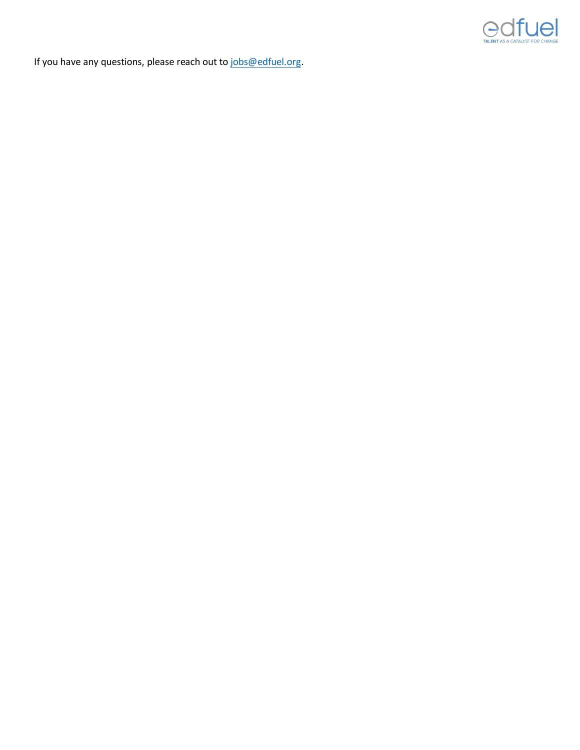If you have any questions, please reach out to jobs@edfuel.org.